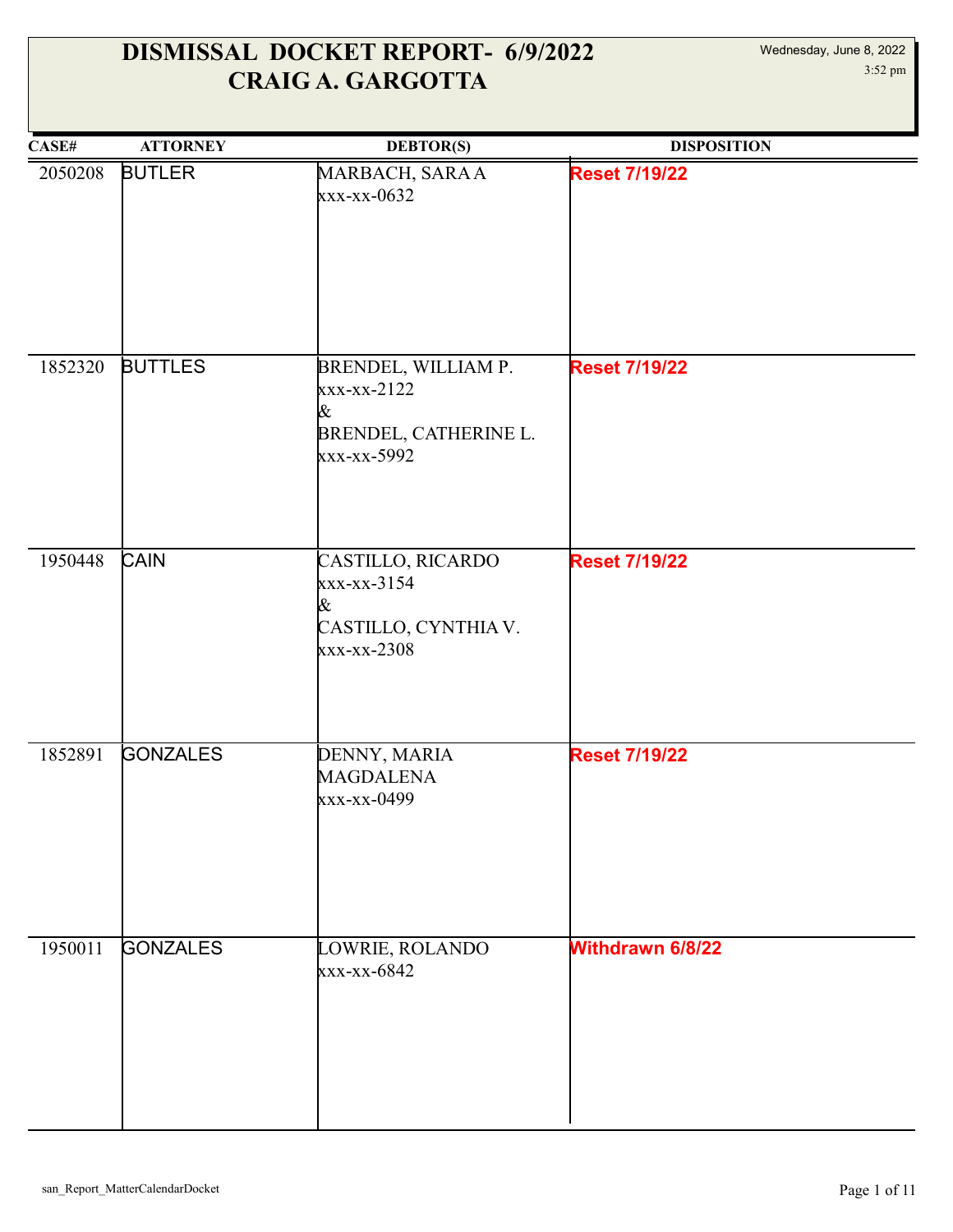# DISMISSAL DOCKET REPORT- 6/9/2022
# CRAIG A. GARGOTTA

Wednesday, June 8, 2022
3:52 pm

| CASE# | ATTORNEY | DEBTOR(S) | DISPOSITION |
| --- | --- | --- | --- |
| 2050208 | BUTLER | MARBACH, SARA A<br>xxx-xx-0632 | **Reset 7/19/22** |
| 1852320 | BUTTLES | BRENDEL, WILLIAM P.<br>xxx-xx-2122<br>&<br>BRENDEL, CATHERINE L.<br>xxx-xx-5992 | **Reset 7/19/22** |
| 1950448 | CAIN | CASTILLO, RICARDO<br>xxx-xx-3154<br>&<br>CASTILLO, CYNTHIA V.<br>xxx-xx-2308 | **Reset 7/19/22** |
| 1852891 | GONZALES | DENNY, MARIA MAGDALENA<br>xxx-xx-0499 | **Reset 7/19/22** |
| 1950011 | GONZALES | LOWRIE, ROLANDO<br>xxx-xx-6842 | **Withdrawn 6/8/22** |

san_Report_MatterCalendarDocket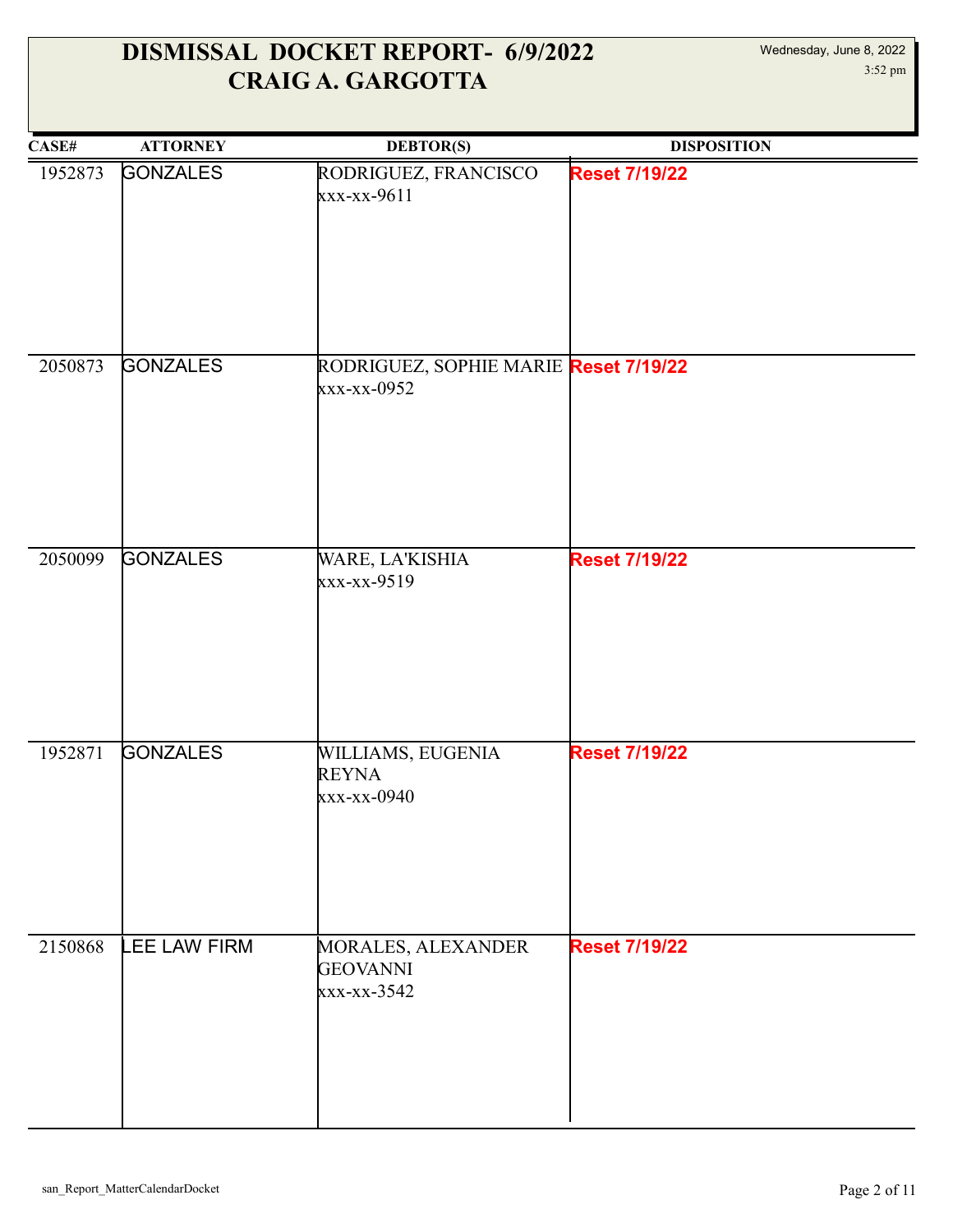# DISMISSAL DOCKET REPORT- 6/9/2022
# CRAIG A. GARGOTTA

Wednesday, June 8, 2022
3:52 pm

| CASE# | ATTORNEY | DEBTOR(S) | DISPOSITION |
|---|---|---|---|
| 1952873 | GONZALES | RODRIGUEZ, FRANCISCO xxx-xx-9611 | **Reset 7/19/22** |
| 2050873 | GONZALES | RODRIGUEZ, SOPHIE MARIE xxx-xx-0952 | **Reset 7/19/22** |
| 2050099 | GONZALES | WARE, LA'KISHIA xxx-xx-9519 | **Reset 7/19/22** |
| 1952871 | GONZALES | WILLIAMS, EUGENIA REYNA xxx-xx-0940 | **Reset 7/19/22** |
| 2150868 | LEE LAW FIRM | MORALES, ALEXANDER GEOVANNI xxx-xx-3542 | **Reset 7/19/22** |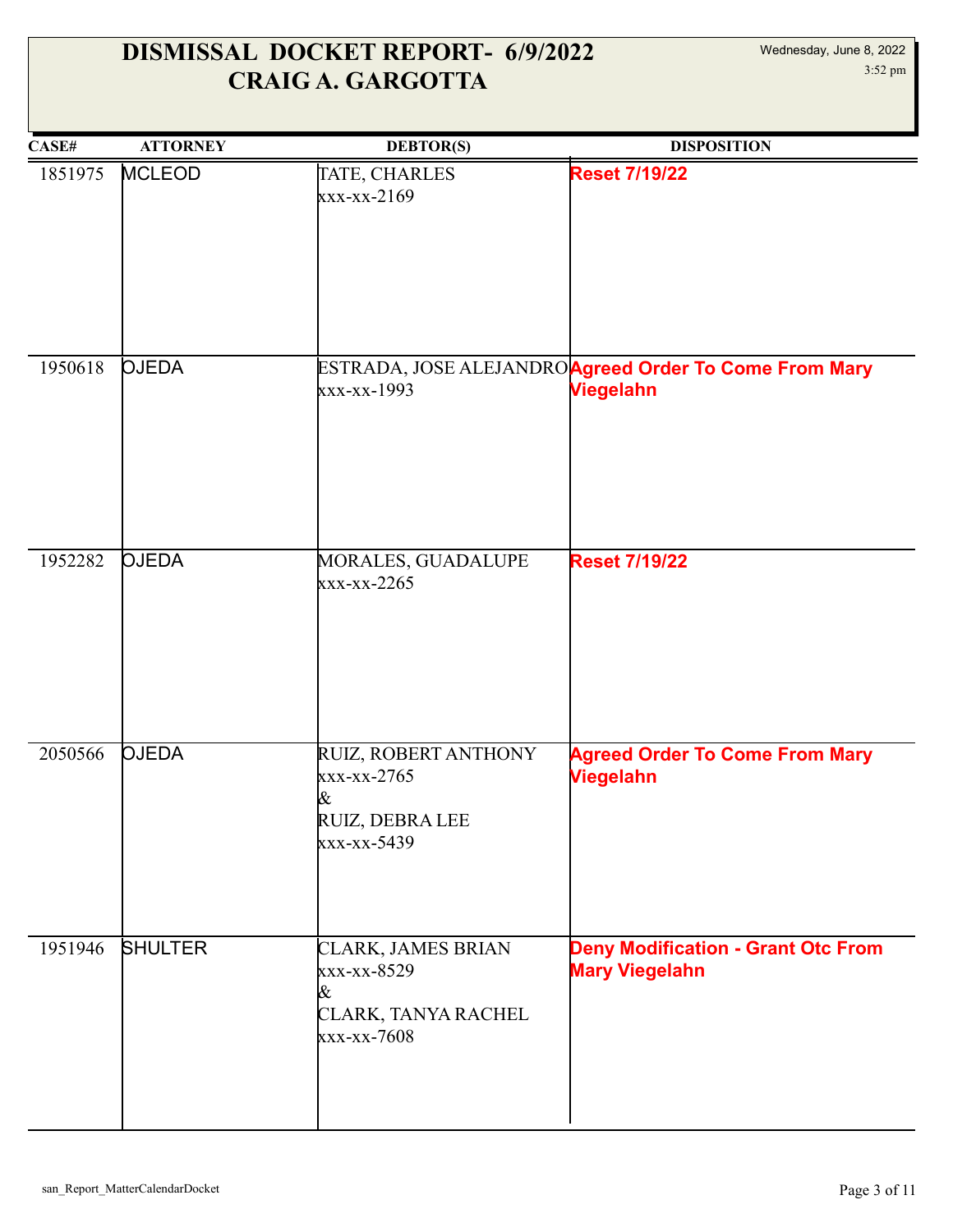# DISMISSAL DOCKET REPORT- 6/9/2022
# CRAIG A. GARGOTTA

Wednesday, June 8, 2022
3:52 pm

| CASE# | ATTORNEY | DEBTOR(S) | DISPOSITION |
|---|---|---|---|
| 1851975 | MCLEOD | TATE, CHARLES<br>xxx-xx-2169 | **Reset 7/19/22** |
| 1950618 | OJEDA | ESTRADA, JOSE ALEJANDRO<br>xxx-xx-1993 | **Agreed Order To Come From Mary Viegelahn** |
| 1952282 | OJEDA | MORALES, GUADALUPE<br>xxx-xx-2265 | **Reset 7/19/22** |
| 2050566 | OJEDA | RUIZ, ROBERT ANTHONY<br>xxx-xx-2765<br>&<br>RUIZ, DEBRA LEE<br>xxx-xx-5439 | **Agreed Order To Come From Mary Viegelahn** |
| 1951946 | SHULTER | CLARK, JAMES BRIAN<br>xxx-xx-8529<br>&<br>CLARK, TANYA RACHEL<br>xxx-xx-7608 | **Deny Modification - Grant Otc From Mary Viegelahn** |

san_Report_MatterCalendarDocket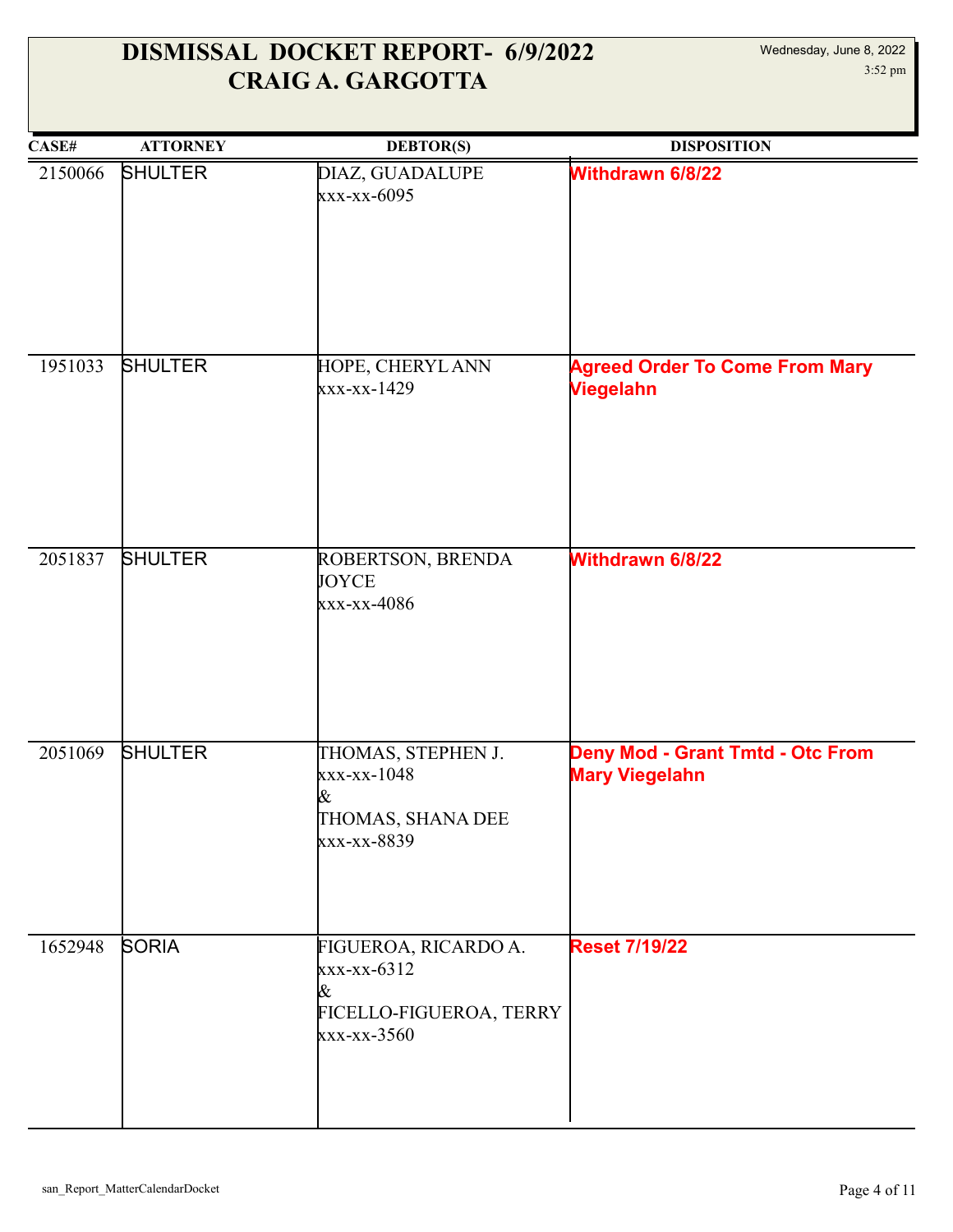# DISMISSAL DOCKET REPORT- 6/9/2022
# CRAIG A. GARGOTTA

Wednesday, June 8, 2022
3:52 pm

| CASE# | ATTORNEY | DEBTOR(S) | DISPOSITION |
|---|---|---|---|
| 2150066 | SHULTER | DIAZ, GUADALUPE<br>xxx-xx-6095 | **Withdrawn 6/8/22** |
| 1951033 | SHULTER | HOPE, CHERYL ANN<br>xxx-xx-1429 | **Agreed Order To Come From Mary Viegelahn** |
| 2051837 | SHULTER | ROBERTSON, BRENDA JOYCE<br>xxx-xx-4086 | **Withdrawn 6/8/22** |
| 2051069 | SHULTER | THOMAS, STEPHEN J.<br>xxx-xx-1048<br>&<br>THOMAS, SHANA DEE<br>xxx-xx-8839 | **Deny Mod - Grant Tmtd - Otc From Mary Viegelahn** |
| 1652948 | SORIA | FIGUEROA, RICARDO A.<br>xxx-xx-6312<br>&<br>FICELLO-FIGUEROA, TERRY<br>xxx-xx-3560 | **Reset 7/19/22** |

san_Report_MatterCalendarDocket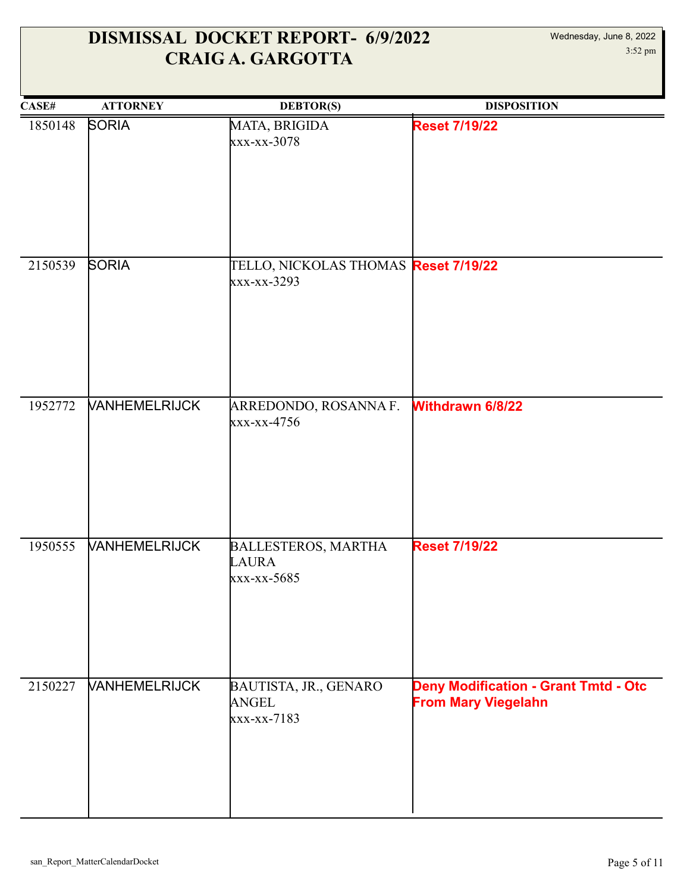# DISMISSAL DOCKET REPORT- 6/9/2022
# CRAIG A. GARGOTTA

Wednesday, June 8, 2022
3:52 pm

| CASE# | ATTORNEY | DEBTOR(S) | DISPOSITION |
|---|---|---|---|
| 1850148 | SORIA | MATA, BRIGIDA<br>xxx-xx-3078 | **Reset 7/19/22** |
| 2150539 | SORIA | TELLO, NICKOLAS THOMAS<br>xxx-xx-3293 | **Reset 7/19/22** |
| 1952772 | VANHEMELRIJCK | ARREDONDO, ROSANNA F.<br>xxx-xx-4756 | **Withdrawn 6/8/22** |
| 1950555 | VANHEMELRIJCK | BALLESTEROS, MARTHA LAURA<br>xxx-xx-5685 | **Reset 7/19/22** |
| 2150227 | VANHEMELRIJCK | BAUTISTA, JR., GENARO ANGEL<br>xxx-xx-7183 | **Deny Modification - Grant Tmtd - Otc From Mary Viegelahn** |

san_Report_MatterCalendarDocket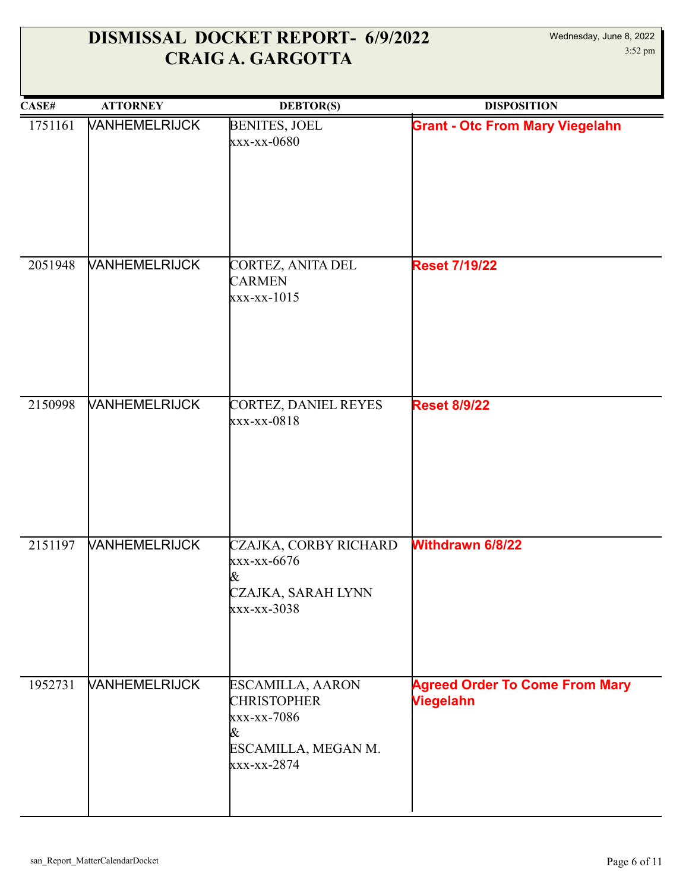# DISMISSAL DOCKET REPORT- 6/9/2022
# CRAIG A. GARGOTTA

Wednesday, June 8, 2022
3:52 pm

| CASE# | ATTORNEY | DEBTOR(S) | DISPOSITION |
|---|---|---|---|
| 1751161 | VANHEMELRIJCK | BENITES, JOEL<br>xxx-xx-0680 | **Grant - Otc From Mary Viegelahn** |
| 2051948 | VANHEMELRIJCK | CORTEZ, ANITA DEL CARMEN<br>xxx-xx-1015 | **Reset 7/19/22** |
| 2150998 | VANHEMELRIJCK | CORTEZ, DANIEL REYES<br>xxx-xx-0818 | **Reset 8/9/22** |
| 2151197 | VANHEMELRIJCK | CZAJKA, CORBY RICHARD<br>xxx-xx-6676<br>&<br>CZAJKA, SARAH LYNN<br>xxx-xx-3038 | **Withdrawn 6/8/22** |
| 1952731 | VANHEMELRIJCK | ESCAMILLA, AARON CHRISTOPHER<br>xxx-xx-7086<br>&<br>ESCAMILLA, MEGAN M.<br>xxx-xx-2874 | **Agreed Order To Come From Mary Viegelahn** |

san_Report_MatterCalendarDocket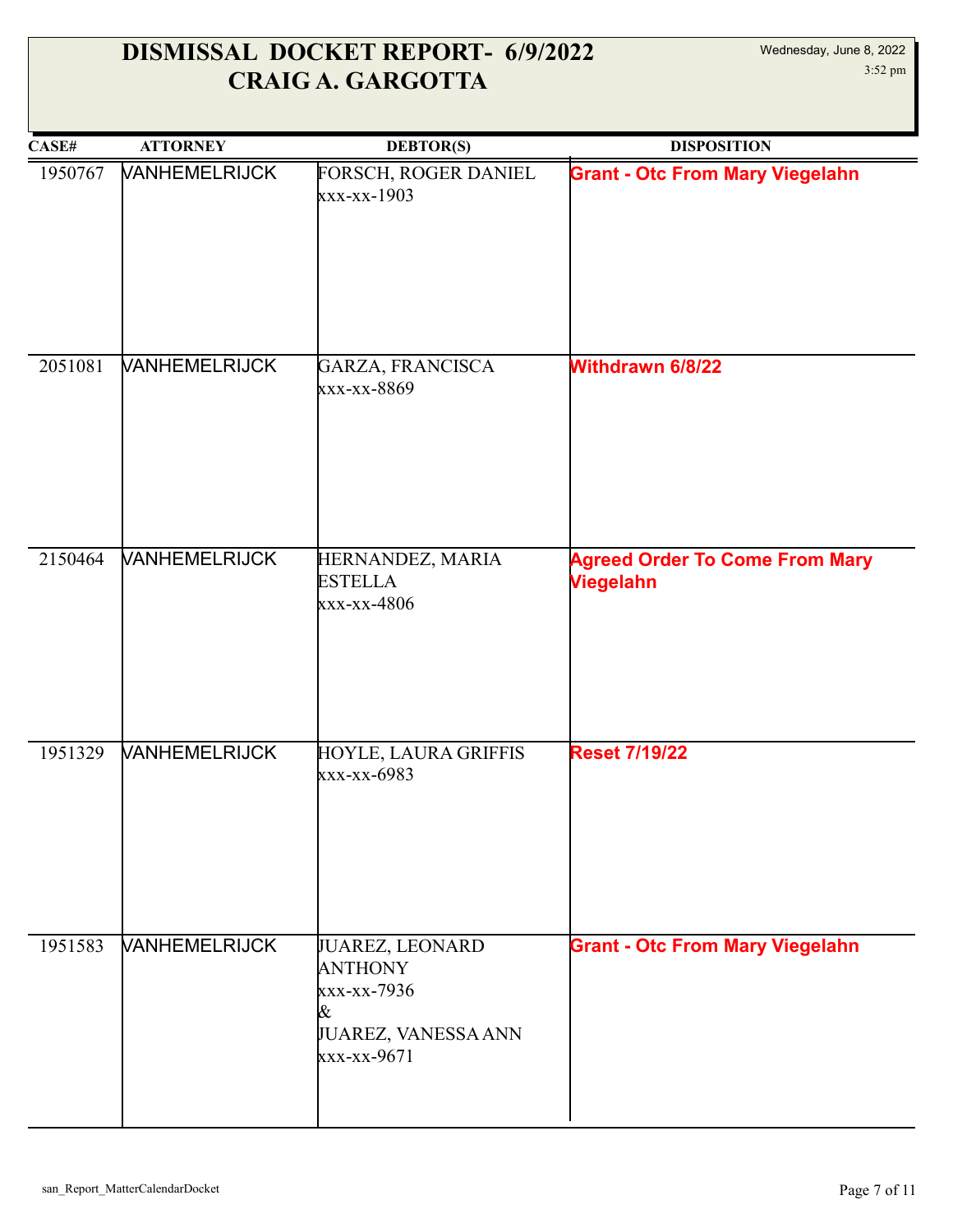# DISMISSAL DOCKET REPORT- 6/9/2022
## CRAIG A. GARGOTTA

Wednesday, June 8, 2022
3:52 pm

| CASE# | ATTORNEY | DEBTOR(S) | DISPOSITION |
| --- | --- | --- | --- |
| 1950767 | VANHEMELRIJCK | FORSCH, ROGER DANIEL<br>xxx-xx-1903 | **Grant - Otc From Mary Viegelahn** |
| 2051081 | VANHEMELRIJCK | GARZA, FRANCISCA<br>xxx-xx-8869 | **Withdrawn 6/8/22** |
| 2150464 | VANHEMELRIJCK | HERNANDEZ, MARIA ESTELLA<br>xxx-xx-4806 | **Agreed Order To Come From Mary Viegelahn** |
| 1951329 | VANHEMELRIJCK | HOYLE, LAURA GRIFFIS<br>xxx-xx-6983 | **Reset 7/19/22** |
| 1951583 | VANHEMELRIJCK | JUAREZ, LEONARD ANTHONY<br>xxx-xx-7936<br>&<br>JUAREZ, VANESSA ANN<br>xxx-xx-9671 | **Grant - Otc From Mary Viegelahn** |

san_Report_MatterCalendarDocket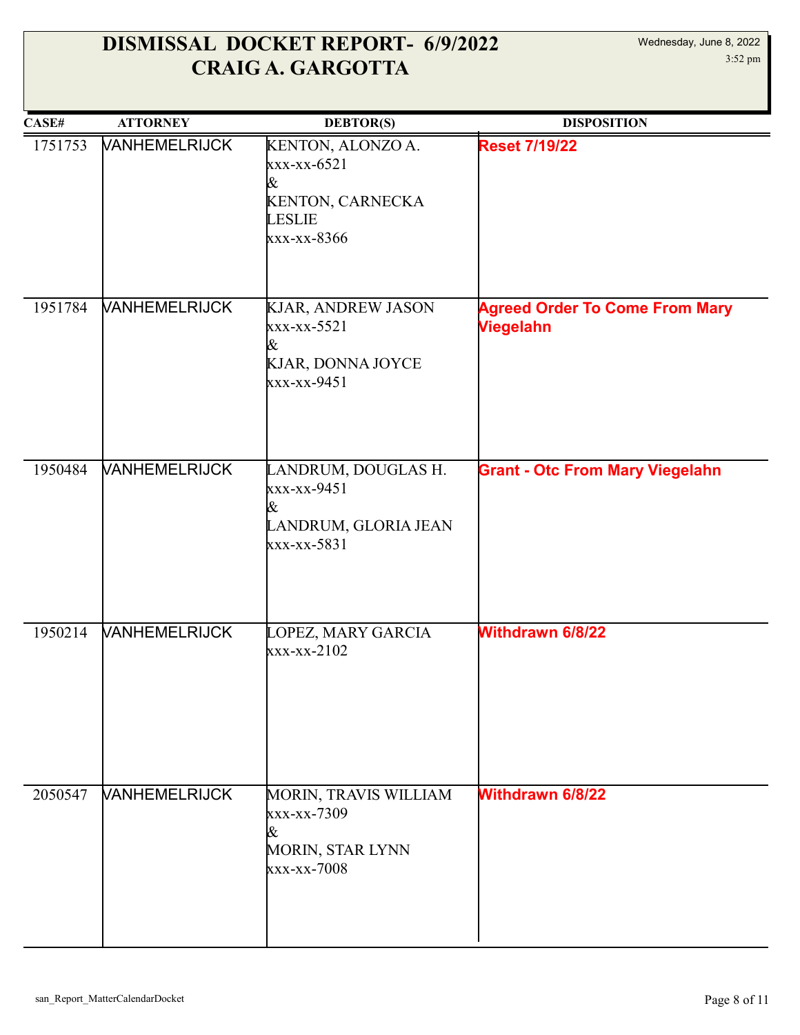# DISMISSAL DOCKET REPORT- 6/9/2022
# CRAIG A. GARGOTTA

Wednesday, June 8, 2022
3:52 pm

| CASE# | ATTORNEY | DEBTOR(S) | DISPOSITION |
|---|---|---|---|
| 1751753 | VANHEMELRIJCK | KENTON, ALONZO A.<br>xxx-xx-6521<br>&<br>KENTON, CARNECKA LESLIE<br>xxx-xx-8366 | **Reset 7/19/22** |
| 1951784 | VANHEMELRIJCK | KJAR, ANDREW JASON<br>xxx-xx-5521<br>&<br>KJAR, DONNA JOYCE<br>xxx-xx-9451 | **Agreed Order To Come From Mary Viegelahn** |
| 1950484 | VANHEMELRIJCK | LANDRUM, DOUGLAS H.<br>xxx-xx-9451<br>&<br>LANDRUM, GLORIA JEAN<br>xxx-xx-5831 | **Grant - Otc From Mary Viegelahn** |
| 1950214 | VANHEMELRIJCK | LOPEZ, MARY GARCIA<br>xxx-xx-2102 | **Withdrawn 6/8/22** |
| 2050547 | VANHEMELRIJCK | MORIN, TRAVIS WILLIAM<br>xxx-xx-7309<br>&<br>MORIN, STAR LYNN<br>xxx-xx-7008 | **Withdrawn 6/8/22** |

san_Report_MatterCalendarDocket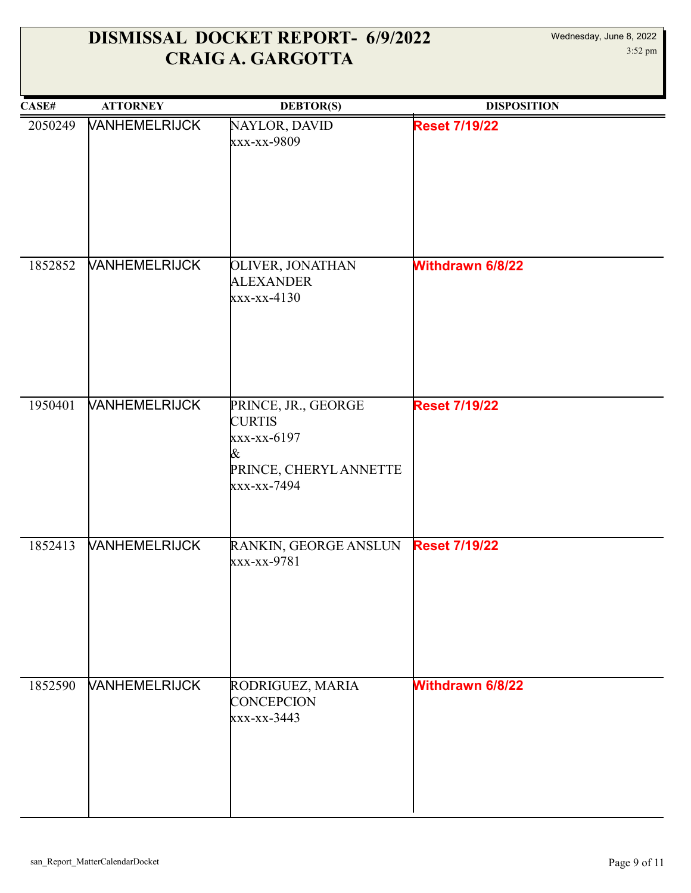# DISMISSAL DOCKET REPORT- 6/9/2022
# CRAIG A. GARGOTTA

Wednesday, June 8, 2022
3:52 pm

| CASE# | ATTORNEY | DEBTOR(S) | DISPOSITION |
|---|---|---|---|
| 2050249 | VANHEMELRIJCK | NAYLOR, DAVID<br>xxx-xx-9809 | **Reset 7/19/22** |
| 1852852 | VANHEMELRIJCK | OLIVER, JONATHAN ALEXANDER<br>xxx-xx-4130 | **Withdrawn 6/8/22** |
| 1950401 | VANHEMELRIJCK | PRINCE, JR., GEORGE CURTIS<br>xxx-xx-6197<br>&<br>PRINCE, CHERYL ANNETTE<br>xxx-xx-7494 | **Reset 7/19/22** |
| 1852413 | VANHEMELRIJCK | RANKIN, GEORGE ANSLUN<br>xxx-xx-9781 | **Reset 7/19/22** |
| 1852590 | VANHEMELRIJCK | RODRIGUEZ, MARIA CONCEPCION<br>xxx-xx-3443 | **Withdrawn 6/8/22** |

san_Report_MatterCalendarDocket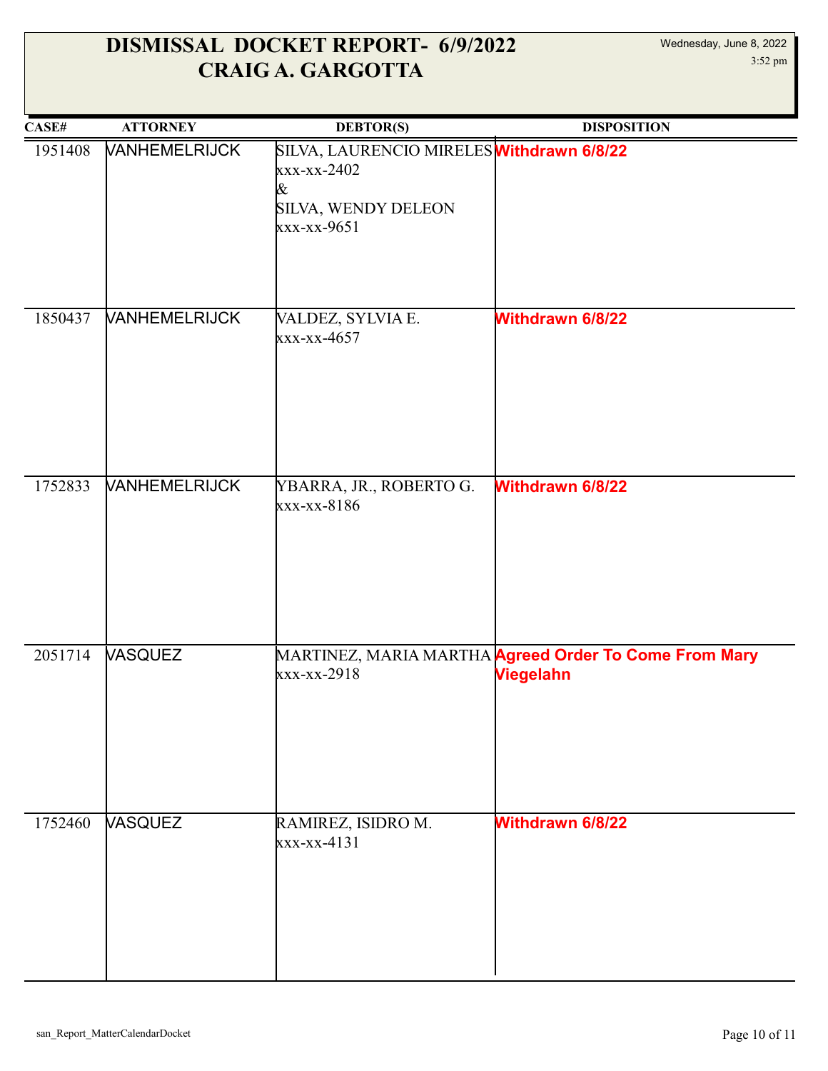# DISMISSAL DOCKET REPORT- 6/9/2022
# CRAIG A. GARGOTTA

Wednesday, June 8, 2022
3:52 pm

| CASE# | ATTORNEY | DEBTOR(S) | DISPOSITION |
|---|---|---|---|
| 1951408 | VANHEMELRIJCK | SILVA, LAURENCIO MIRELES<br>xxx-xx-2402<br>&<br>SILVA, WENDY DELEON<br>xxx-xx-9651 | **Withdrawn 6/8/22** |
| 1850437 | VANHEMELRIJCK | VALDEZ, SYLVIA E.<br>xxx-xx-4657 | **Withdrawn 6/8/22** |
| 1752833 | VANHEMELRIJCK | YBARRA, JR., ROBERTO G.<br>xxx-xx-8186 | **Withdrawn 6/8/22** |
| 2051714 | VASQUEZ | MARTINEZ, MARIA MARTHA<br>xxx-xx-2918 | **Agreed Order To Come From Mary Viegelahn** |
| 1752460 | VASQUEZ | RAMIREZ, ISIDRO M.<br>xxx-xx-4131 | **Withdrawn 6/8/22** |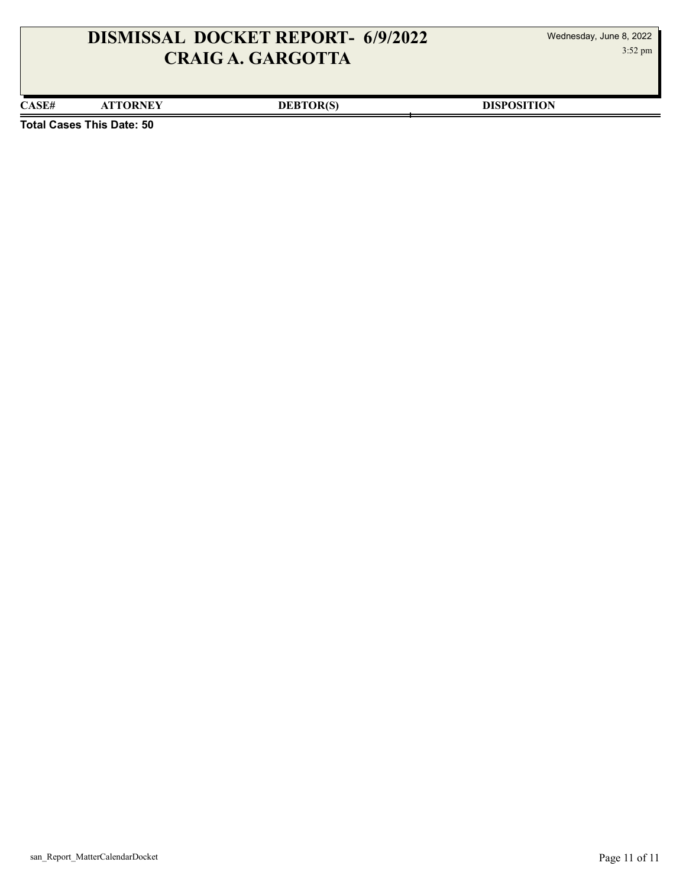# DISMISSAL DOCKET REPORT- 6/9/2022
# CRAIG A. GARGOTTA

Wednesday, June 8, 2022
3:52 pm

| CASE# | ATTORNEY | DEBTOR(S) | DISPOSITION |
|---|---|---|---|

**Total Cases This Date: 50**